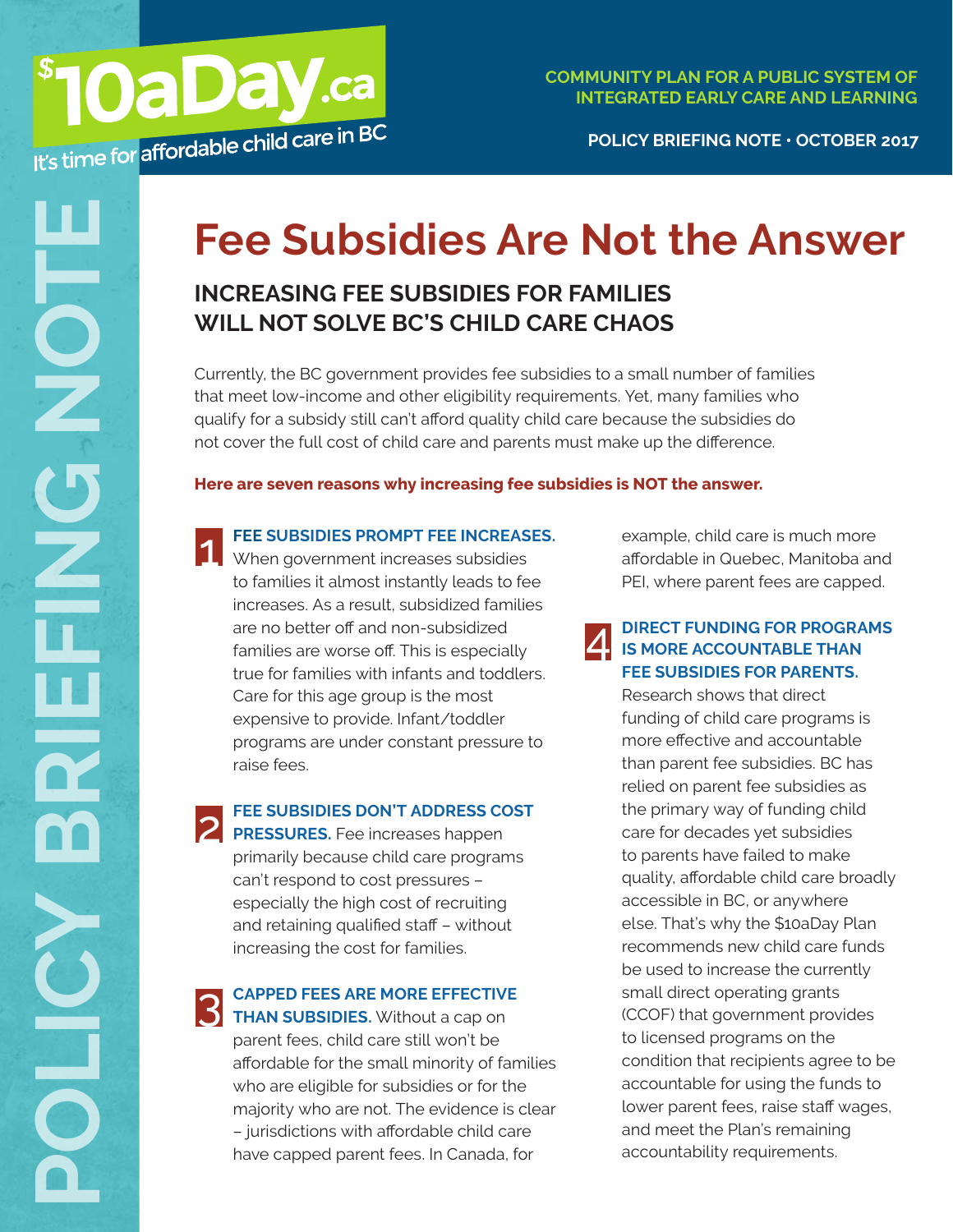$10aDay.ca

It's time for affordable child care in BC

COMMUNITY PLAN FOR A PUBLIC SYSTEM OF INTEGRATED EARLY CARE AND LEARNING

POLICY BRIEFING NOTE · OCTOBER 2017

POLICY BRIEFING NOTE

# Fee Subsidies Are Not the Answer

## INCREASING FEE SUBSIDIES FOR FAMILIES WILL NOT SOLVE BC'S CHILD CARE CHAOS

Currently, the BC government provides fee subsidies to a small number of families that meet low-income and other eligibility requirements. Yet, many families who qualify for a subsidy still can't afford quality child care because the subsidies do not cover the full cost of child care and parents must make up the difference.

**Here are seven reasons why increasing fee subsidies is NOT the answer.**

**1 FEE SUBSIDIES PROMPT FEE INCREASES.** When government increases subsidies to families it almost instantly leads to fee increases. As a result, subsidized families are no better off and non-subsidized families are worse off. This is especially true for families with infants and toddlers. Care for this age group is the most expensive to provide. Infant/toddler programs are under constant pressure to raise fees.

**2 FEE SUBSIDIES DON'T ADDRESS COST PRESSURES.** Fee increases happen primarily because child care programs can't respond to cost pressures – especially the high cost of recruiting and retaining qualified staff – without increasing the cost for families.

**3 CAPPED FEES ARE MORE EFFECTIVE THAN SUBSIDIES.** Without a cap on parent fees, child care still won't be affordable for the small minority of families who are eligible for subsidies or for the majority who are not. The evidence is clear – jurisdictions with affordable child care have capped parent fees. In Canada, for example, child care is much more affordable in Quebec, Manitoba and PEI, where parent fees are capped.

**4 DIRECT FUNDING FOR PROGRAMS IS MORE ACCOUNTABLE THAN FEE SUBSIDIES FOR PARENTS.** Research shows that direct funding of child care programs is more effective and accountable than parent fee subsidies. BC has relied on parent fee subsidies as the primary way of funding child care for decades yet subsidies to parents have failed to make quality, affordable child care broadly accessible in BC, or anywhere else. That's why the $10aDay Plan recommends new child care funds be used to increase the currently small direct operating grants (CCOF) that government provides to licensed programs on the condition that recipients agree to be accountable for using the funds to lower parent fees, raise staff wages, and meet the Plan's remaining accountability requirements.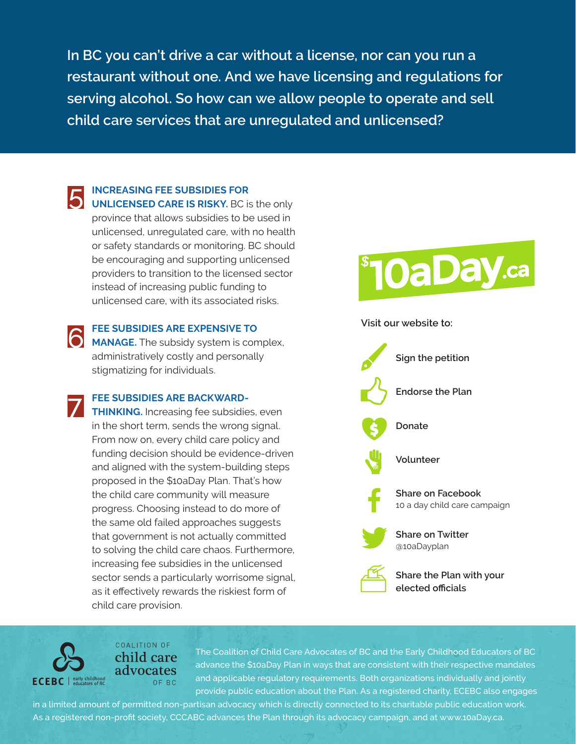In BC you can't drive a car without a license, nor can you run a restaurant without one. And we have licensing and regulations for serving alcohol. So how can we allow people to operate and sell child care services that are unregulated and unlicensed?

5 **INCREASING FEE SUBSIDIES FOR UNLICENSED CARE IS RISKY.** BC is the only province that allows subsidies to be used in unlicensed, unregulated care, with no health or safety standards or monitoring. BC should be encouraging and supporting unlicensed providers to transition to the licensed sector instead of increasing public funding to unlicensed care, with its associated risks.

6 **FEE SUBSIDIES ARE EXPENSIVE TO MANAGE.** The subsidy system is complex, administratively costly and personally stigmatizing for individuals.

7 **FEE SUBSIDIES ARE BACKWARD-THINKING.** Increasing fee subsidies, even in the short term, sends the wrong signal. From now on, every child care policy and funding decision should be evidence-driven and aligned with the system-building steps proposed in the $10aDay Plan. That's how the child care community will measure progress. Choosing instead to do more of the same old failed approaches suggests that government is not actually committed to solving the child care chaos. Furthermore, increasing fee subsidies in the unlicensed sector sends a particularly worrisome signal, as it effectively rewards the riskiest form of child care provision.

$10aDay.ca

Visit our website to:

- Sign the petition
- Endorse the Plan
- Donate
- Volunteer
- Share on Facebook
  10 a day child care campaign
- Share on Twitter
  @10aDayplan
- Share the Plan with your elected officials

ECEBC | early childhood educators of BC

COALITION OF child care advocates OF BC

The Coalition of Child Care Advocates of BC and the Early Childhood Educators of BC advance the $10aDay Plan in ways that are consistent with their respective mandates and applicable regulatory requirements. Both organizations individually and jointly provide public education about the Plan. As a registered charity, ECEBC also engages in a limited amount of permitted non-partisan advocacy which is directly connected to its charitable public education work. As a registered non-profit society, CCCABC advances the Plan through its advocacy campaign, and at www.10aDay.ca.